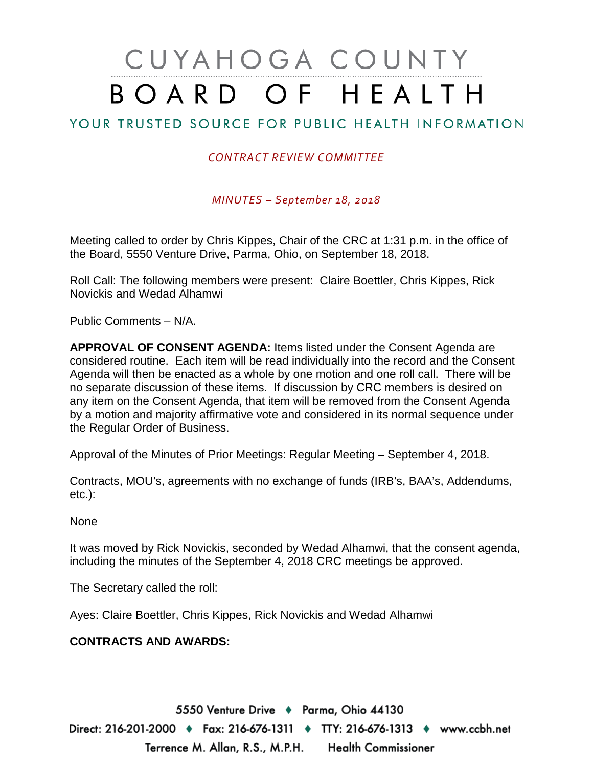# CUYAHOGA COUNTY BOARD OF HEALTH

YOUR TRUSTED SOURCE FOR PUBLIC HEALTH INFORMATION

*CONTRACT REVIEW COMMITTEE*

*MINUTES – September 18, 2018*

Meeting called to order by Chris Kippes, Chair of the CRC at 1:31 p.m. in the office of the Board, 5550 Venture Drive, Parma, Ohio, on September 18, 2018.

Roll Call: The following members were present: Claire Boettler, Chris Kippes, Rick Novickis and Wedad Alhamwi

Public Comments – N/A.

**APPROVAL OF CONSENT AGENDA:** Items listed under the Consent Agenda are considered routine. Each item will be read individually into the record and the Consent Agenda will then be enacted as a whole by one motion and one roll call. There will be no separate discussion of these items. If discussion by CRC members is desired on any item on the Consent Agenda, that item will be removed from the Consent Agenda by a motion and majority affirmative vote and considered in its normal sequence under the Regular Order of Business.

Approval of the Minutes of Prior Meetings: Regular Meeting – September 4, 2018.

Contracts, MOU's, agreements with no exchange of funds (IRB's, BAA's, Addendums, etc.):

None

It was moved by Rick Novickis, seconded by Wedad Alhamwi, that the consent agenda, including the minutes of the September 4, 2018 CRC meetings be approved.

The Secretary called the roll:

Ayes: Claire Boettler, Chris Kippes, Rick Novickis and Wedad Alhamwi

**CONTRACTS AND AWARDS:**

5550 Venture Drive ♦ Parma, Ohio 44130
Direct: 216-201-2000 ♦ Fax: 216-676-1311 ♦ TTY: 216-676-1313 ♦ www.ccbh.net
Terrence M. Allan, R.S., M.P.H. Health Commissioner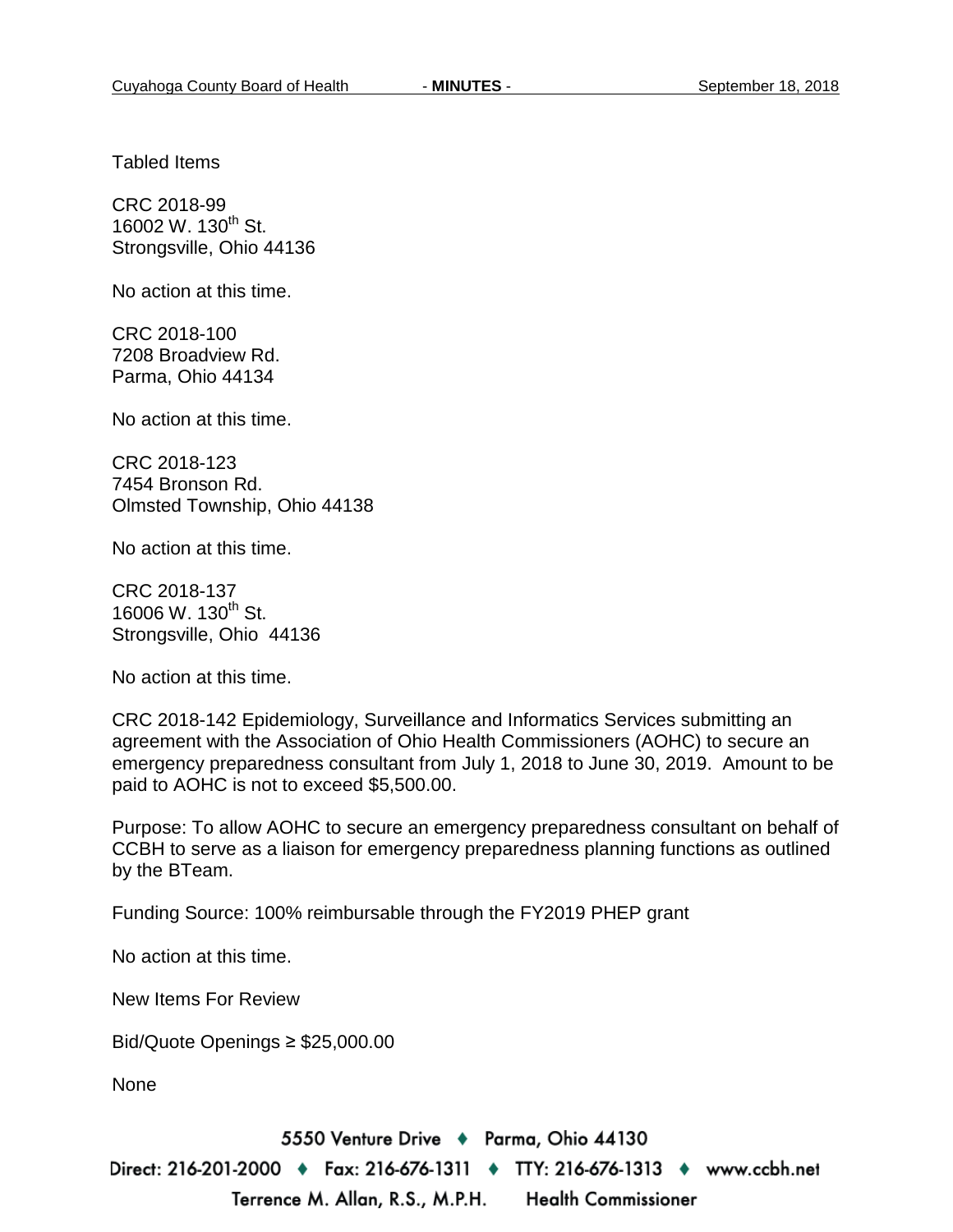Tabled Items

CRC 2018-99
16002 W. 130th St.
Strongsville, Ohio 44136

No action at this time.

CRC 2018-100
7208 Broadview Rd.
Parma, Ohio 44134

No action at this time.

CRC 2018-123
7454 Bronson Rd.
Olmsted Township, Ohio 44138

No action at this time.

CRC 2018-137
16006 W. 130th St.
Strongsville, Ohio 44136

No action at this time.

CRC 2018-142 Epidemiology, Surveillance and Informatics Services submitting an agreement with the Association of Ohio Health Commissioners (AOHC) to secure an emergency preparedness consultant from July 1, 2018 to June 30, 2019. Amount to be paid to AOHC is not to exceed $5,500.00.

Purpose: To allow AOHC to secure an emergency preparedness consultant on behalf of CCBH to serve as a liaison for emergency preparedness planning functions as outlined by the BTeam.

Funding Source: 100% reimbursable through the FY2019 PHEP grant

No action at this time.

New Items For Review

Bid/Quote Openings ≥ $25,000.00

None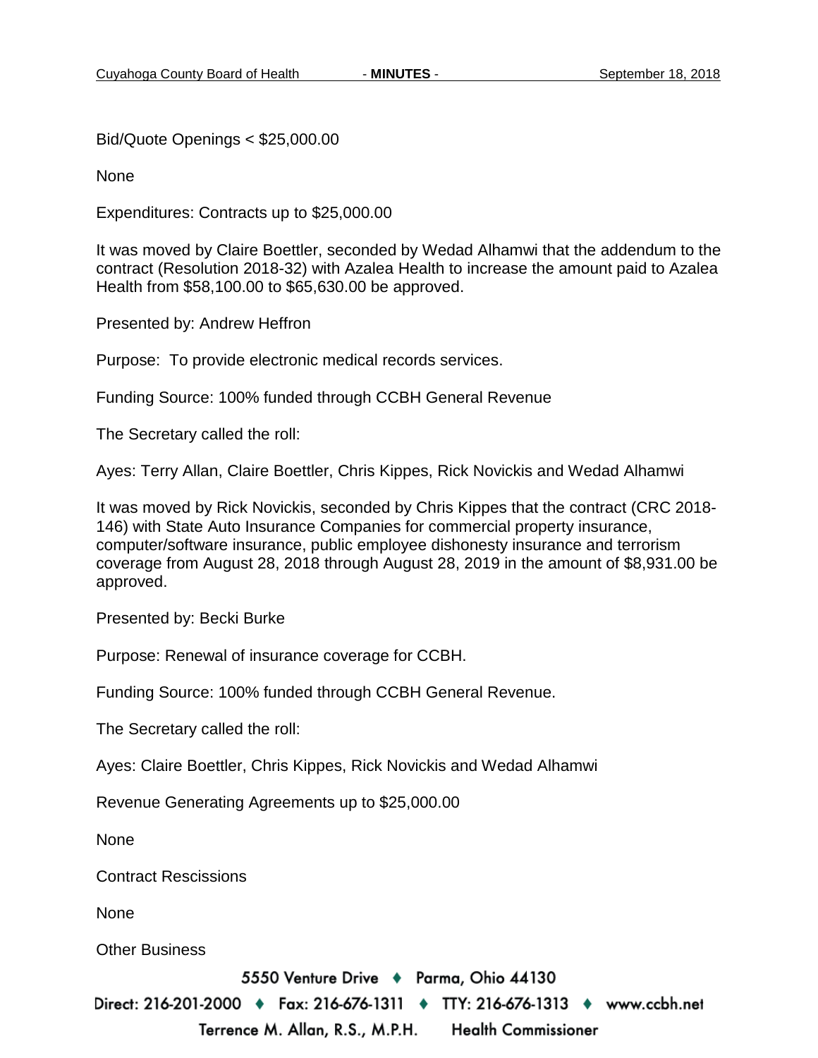Bid/Quote Openings < $25,000.00

None

Expenditures: Contracts up to $25,000.00

It was moved by Claire Boettler, seconded by Wedad Alhamwi that the addendum to the contract (Resolution 2018-32) with Azalea Health to increase the amount paid to Azalea Health from $58,100.00 to $65,630.00 be approved.

Presented by: Andrew Heffron

Purpose: To provide electronic medical records services.

Funding Source: 100% funded through CCBH General Revenue

The Secretary called the roll:

Ayes: Terry Allan, Claire Boettler, Chris Kippes, Rick Novickis and Wedad Alhamwi

It was moved by Rick Novickis, seconded by Chris Kippes that the contract (CRC 2018-146) with State Auto Insurance Companies for commercial property insurance, computer/software insurance, public employee dishonesty insurance and terrorism coverage from August 28, 2018 through August 28, 2019 in the amount of $8,931.00 be approved.

Presented by: Becki Burke

Purpose: Renewal of insurance coverage for CCBH.

Funding Source: 100% funded through CCBH General Revenue.

The Secretary called the roll:

Ayes: Claire Boettler, Chris Kippes, Rick Novickis and Wedad Alhamwi

Revenue Generating Agreements up to $25,000.00

None

Contract Rescissions

None

Other Business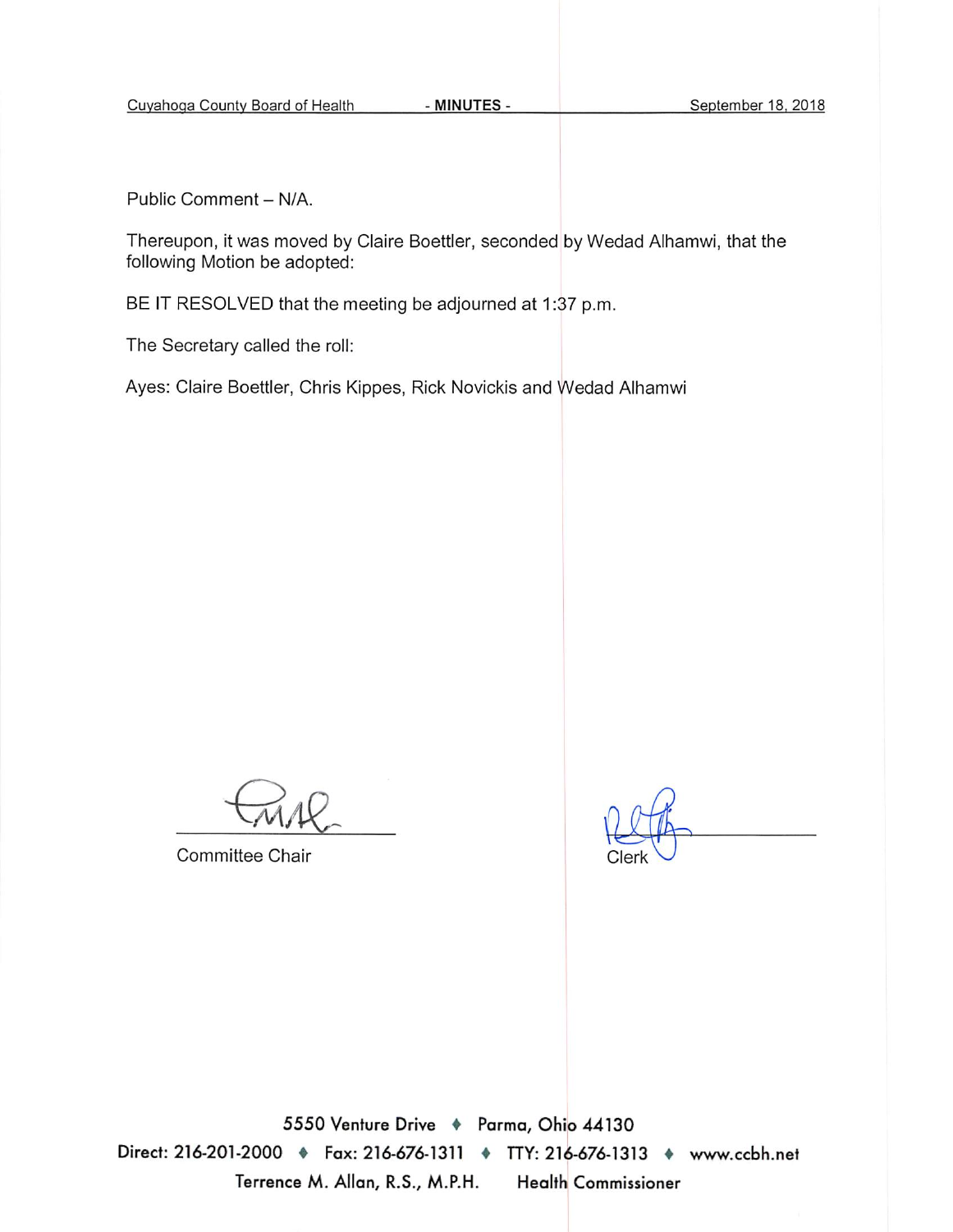Public Comment – N/A.

Thereupon, it was moved by Claire Boettler, seconded by Wedad Alhamwi, that the following Motion be adopted:

BE IT RESOLVED that the meeting be adjourned at 1:37 p.m.

The Secretary called the roll:

Ayes: Claire Boettler, Chris Kippes, Rick Novickis and Wedad Alhamwi

Committee Chair

Clerk

5550 Venture Drive ♦ Parma, Ohio 44130

Direct: 216-201-2000 ♦ Fax: 216-676-1311 ♦ TTY: 216-676-1313 ♦ www.ccbh.net

Terrence M. Allan, R.S., M.P.H. Health Commissioner